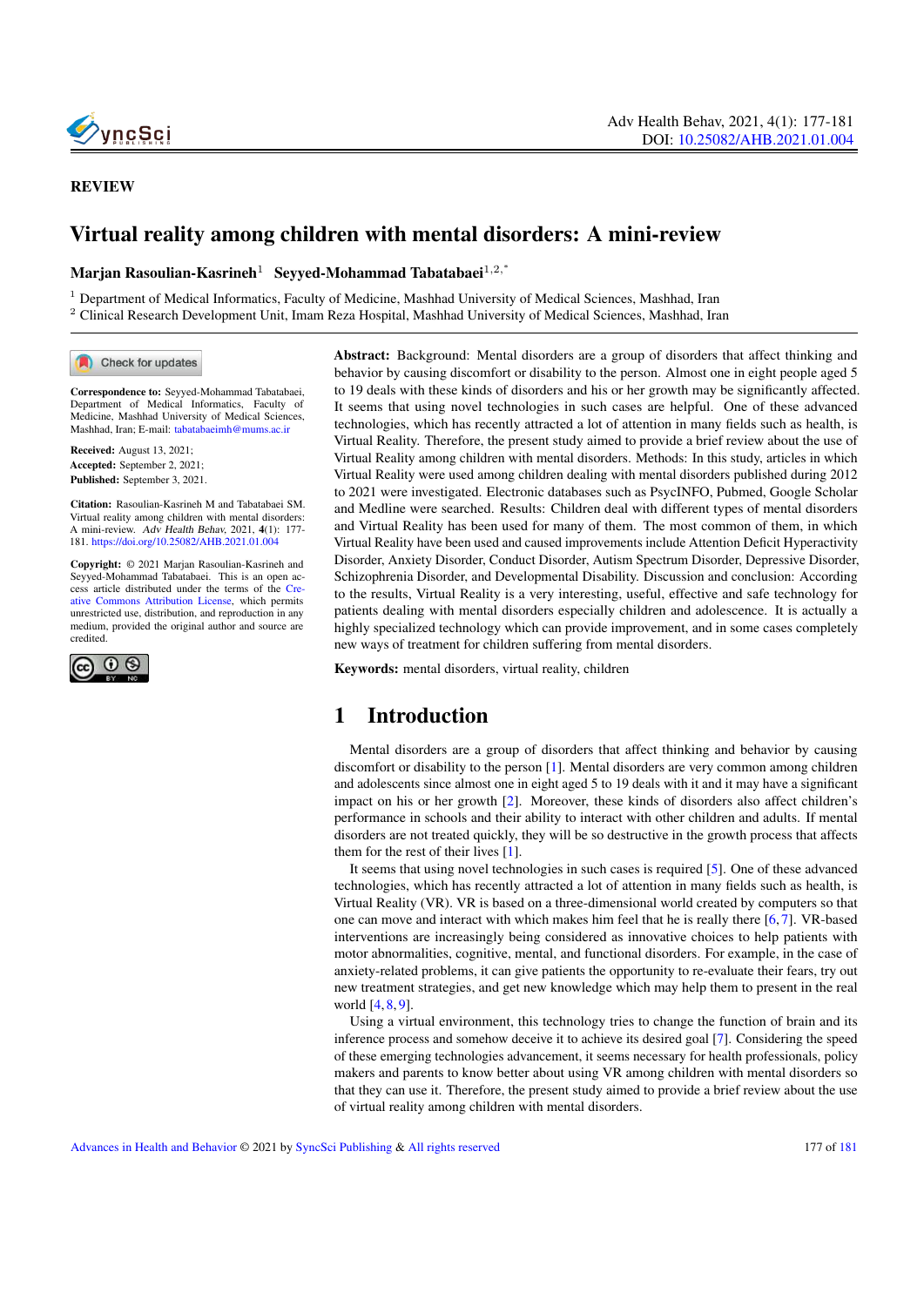REVIEW

# Virtual reality among children with mental disorders: A mini-review

**Marjan Rasoulian-Kasrineh**[1] **Seyyed-Mohammad Tabatabaei**[1,2,*]

[1] Department of Medical Informatics, Faculty of Medicine, Mashhad University of Medical Sciences, Mashhad, Iran
[2] Clinical Research Development Unit, Imam Reza Hospital, Mashhad University of Medical Sciences, Mashhad, Iran

**Correspondence to:** Seyyed-Mohammad Tabatabaei, Department of Medical Informatics, Faculty of Medicine, Mashhad University of Medical Sciences, Mashhad, Iran; E-mail: tabatabaeimh@mums.ac.ir

**Received:** August 13, 2021;
**Accepted:** September 2, 2021;
**Published:** September 3, 2021.

**Citation:** Rasoulian-Kasrineh M and Tabatabaei SM. Virtual reality among children with mental disorders: A mini-review. *Adv Health Behav*, 2021, **4**(1): 177-181. https://doi.org/10.25082/AHB.2021.01.004

**Copyright:** © 2021 Marjan Rasoulian-Kasrineh and Seyyed-Mohammad Tabatabaei. This is an open access article distributed under the terms of the Creative Commons Attribution License, which permits unrestricted use, distribution, and reproduction in any medium, provided the original author and source are credited.

**Abstract:** Background: Mental disorders are a group of disorders that affect thinking and behavior by causing discomfort or disability to the person. Almost one in eight people aged 5 to 19 deals with these kinds of disorders and his or her growth may be significantly affected. It seems that using novel technologies in such cases are helpful. One of these advanced technologies, which has recently attracted a lot of attention in many fields such as health, is Virtual Reality. Therefore, the present study aimed to provide a brief review about the use of Virtual Reality among children with mental disorders. Methods: In this study, articles in which Virtual Reality were used among children dealing with mental disorders published during 2012 to 2021 were investigated. Electronic databases such as PsycINFO, Pubmed, Google Scholar and Medline were searched. Results: Children deal with different types of mental disorders and Virtual Reality has been used for many of them. The most common of them, in which Virtual Reality have been used and caused improvements include Attention Deficit Hyperactivity Disorder, Anxiety Disorder, Conduct Disorder, Autism Spectrum Disorder, Depressive Disorder, Schizophrenia Disorder, and Developmental Disability. Discussion and conclusion: According to the results, Virtual Reality is a very interesting, useful, effective and safe technology for patients dealing with mental disorders especially children and adolescence. It is actually a highly specialized technology which can provide improvement, and in some cases completely new ways of treatment for children suffering from mental disorders.

**Keywords:** mental disorders, virtual reality, children

## 1 Introduction

Mental disorders are a group of disorders that affect thinking and behavior by causing discomfort or disability to the person [1]. Mental disorders are very common among children and adolescents since almost one in eight aged 5 to 19 deals with it and it may have a significant impact on his or her growth [2]. Moreover, these kinds of disorders also affect children's performance in schools and their ability to interact with other children and adults. If mental disorders are not treated quickly, they will be so destructive in the growth process that affects them for the rest of their lives [1].

It seems that using novel technologies in such cases is required [5]. One of these advanced technologies, which has recently attracted a lot of attention in many fields such as health, is Virtual Reality (VR). VR is based on a three-dimensional world created by computers so that one can move and interact with which makes him feel that he is really there [6, 7]. VR-based interventions are increasingly being considered as innovative choices to help patients with motor abnormalities, cognitive, mental, and functional disorders. For example, in the case of anxiety-related problems, it can give patients the opportunity to re-evaluate their fears, try out new treatment strategies, and get new knowledge which may help them to present in the real world [4, 8, 9].

Using a virtual environment, this technology tries to change the function of brain and its inference process and somehow deceive it to achieve its desired goal [7]. Considering the speed of these emerging technologies advancement, it seems necessary for health professionals, policy makers and parents to know better about using VR among children with mental disorders so that they can use it. Therefore, the present study aimed to provide a brief review about the use of virtual reality among children with mental disorders.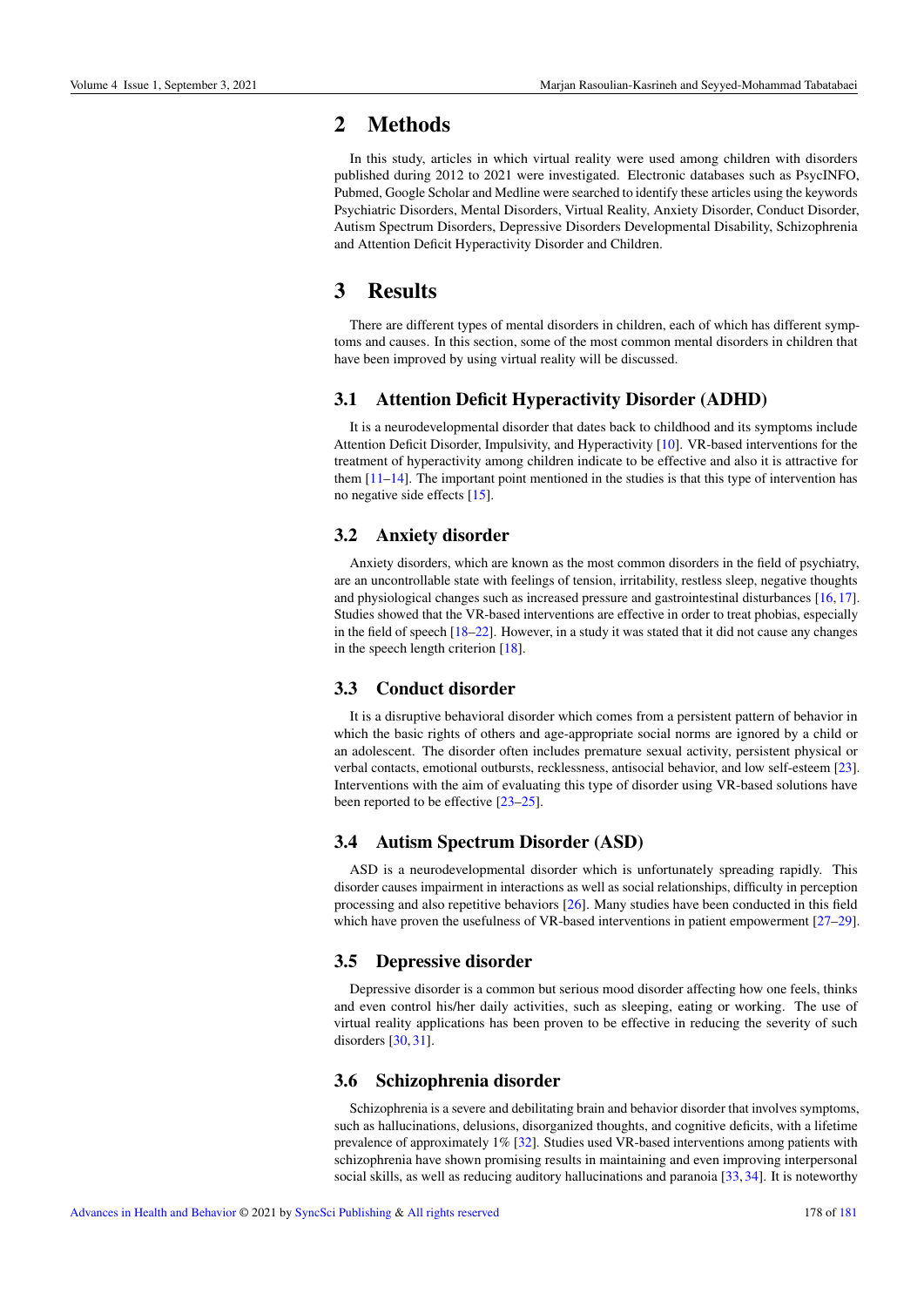# 2 Methods

In this study, articles in which virtual reality were used among children with disorders published during 2012 to 2021 were investigated. Electronic databases such as PsycINFO, Pubmed, Google Scholar and Medline were searched to identify these articles using the keywords Psychiatric Disorders, Mental Disorders, Virtual Reality, Anxiety Disorder, Conduct Disorder, Autism Spectrum Disorders, Depressive Disorders Developmental Disability, Schizophrenia and Attention Deficit Hyperactivity Disorder and Children.

# 3 Results

There are different types of mental disorders in children, each of which has different symptoms and causes. In this section, some of the most common mental disorders in children that have been improved by using virtual reality will be discussed.

## 3.1 Attention Deficit Hyperactivity Disorder (ADHD)

It is a neurodevelopmental disorder that dates back to childhood and its symptoms include Attention Deficit Disorder, Impulsivity, and Hyperactivity [10]. VR-based interventions for the treatment of hyperactivity among children indicate to be effective and also it is attractive for them [11–14]. The important point mentioned in the studies is that this type of intervention has no negative side effects [15].

## 3.2 Anxiety disorder

Anxiety disorders, which are known as the most common disorders in the field of psychiatry, are an uncontrollable state with feelings of tension, irritability, restless sleep, negative thoughts and physiological changes such as increased pressure and gastrointestinal disturbances [16, 17]. Studies showed that the VR-based interventions are effective in order to treat phobias, especially in the field of speech [18–22]. However, in a study it was stated that it did not cause any changes in the speech length criterion [18].

## 3.3 Conduct disorder

It is a disruptive behavioral disorder which comes from a persistent pattern of behavior in which the basic rights of others and age-appropriate social norms are ignored by a child or an adolescent. The disorder often includes premature sexual activity, persistent physical or verbal contacts, emotional outbursts, recklessness, antisocial behavior, and low self-esteem [23]. Interventions with the aim of evaluating this type of disorder using VR-based solutions have been reported to be effective [23–25].

## 3.4 Autism Spectrum Disorder (ASD)

ASD is a neurodevelopmental disorder which is unfortunately spreading rapidly. This disorder causes impairment in interactions as well as social relationships, difficulty in perception processing and also repetitive behaviors [26]. Many studies have been conducted in this field which have proven the usefulness of VR-based interventions in patient empowerment [27–29].

## 3.5 Depressive disorder

Depressive disorder is a common but serious mood disorder affecting how one feels, thinks and even control his/her daily activities, such as sleeping, eating or working. The use of virtual reality applications has been proven to be effective in reducing the severity of such disorders [30, 31].

## 3.6 Schizophrenia disorder

Schizophrenia is a severe and debilitating brain and behavior disorder that involves symptoms, such as hallucinations, delusions, disorganized thoughts, and cognitive deficits, with a lifetime prevalence of approximately 1% [32]. Studies used VR-based interventions among patients with schizophrenia have shown promising results in maintaining and even improving interpersonal social skills, as well as reducing auditory hallucinations and paranoia [33, 34]. It is noteworthy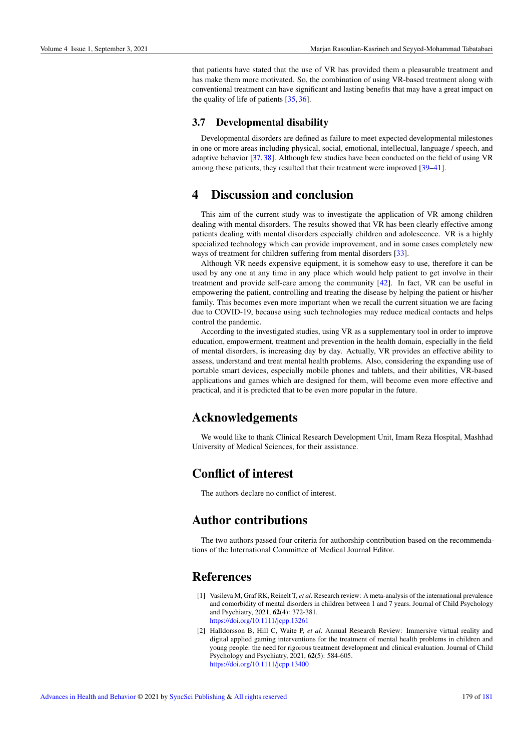that patients have stated that the use of VR has provided them a pleasurable treatment and has make them more motivated. So, the combination of using VR-based treatment along with conventional treatment can have significant and lasting benefits that may have a great impact on the quality of life of patients [35, 36].

### 3.7 Developmental disability

Developmental disorders are defined as failure to meet expected developmental milestones in one or more areas including physical, social, emotional, intellectual, language / speech, and adaptive behavior [37, 38]. Although few studies have been conducted on the field of using VR among these patients, they resulted that their treatment were improved [39–41].

## 4 Discussion and conclusion

This aim of the current study was to investigate the application of VR among children dealing with mental disorders. The results showed that VR has been clearly effective among patients dealing with mental disorders especially children and adolescence. VR is a highly specialized technology which can provide improvement, and in some cases completely new ways of treatment for children suffering from mental disorders [33].

Although VR needs expensive equipment, it is somehow easy to use, therefore it can be used by any one at any time in any place which would help patient to get involve in their treatment and provide self-care among the community [42]. In fact, VR can be useful in empowering the patient, controlling and treating the disease by helping the patient or his/her family. This becomes even more important when we recall the current situation we are facing due to COVID-19, because using such technologies may reduce medical contacts and helps control the pandemic.

According to the investigated studies, using VR as a supplementary tool in order to improve education, empowerment, treatment and prevention in the health domain, especially in the field of mental disorders, is increasing day by day. Actually, VR provides an effective ability to assess, understand and treat mental health problems. Also, considering the expanding use of portable smart devices, especially mobile phones and tablets, and their abilities, VR-based applications and games which are designed for them, will become even more effective and practical, and it is predicted that to be even more popular in the future.

## Acknowledgements

We would like to thank Clinical Research Development Unit, Imam Reza Hospital, Mashhad University of Medical Sciences, for their assistance.

## Conflict of interest

The authors declare no conflict of interest.

## Author contributions

The two authors passed four criteria for authorship contribution based on the recommendations of the International Committee of Medical Journal Editor.

## References

[1] Vasileva M, Graf RK, Reinelt T, *et al*. Research review: A meta-analysis of the international prevalence and comorbidity of mental disorders in children between 1 and 7 years. Journal of Child Psychology and Psychiatry, 2021, **62**(4): 372-381. https://doi.org/10.1111/jcpp.13261

[2] Halldorsson B, Hill C, Waite P, *et al*. Annual Research Review: Immersive virtual reality and digital applied gaming interventions for the treatment of mental health problems in children and young people: the need for rigorous treatment development and clinical evaluation. Journal of Child Psychology and Psychiatry, 2021, **62**(5): 584-605. https://doi.org/10.1111/jcpp.13400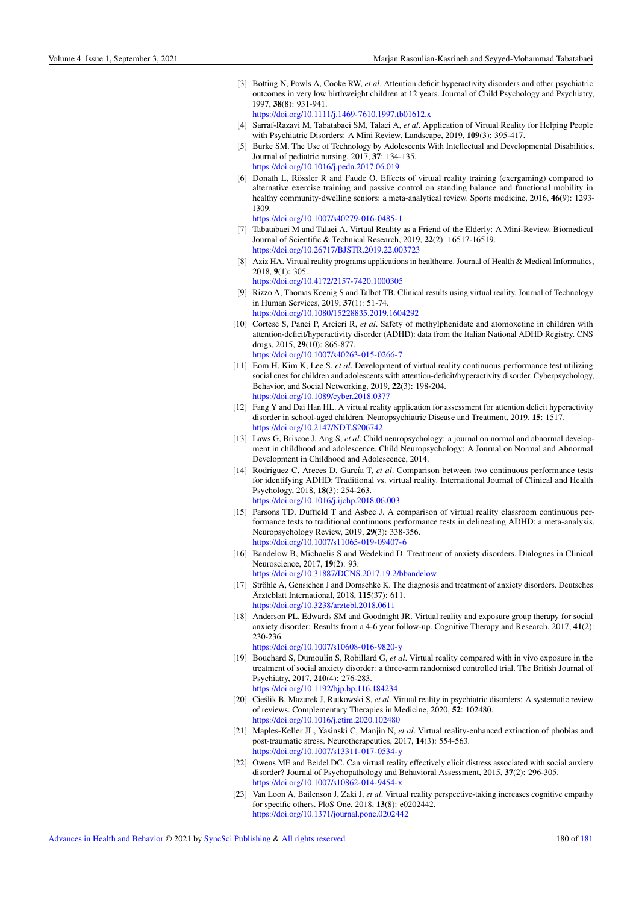[3] Botting N, Powls A, Cooke RW, *et al*. Attention deficit hyperactivity disorders and other psychiatric outcomes in very low birthweight children at 12 years. Journal of Child Psychology and Psychiatry, 1997, **38**(8): 931-941.
https://doi.org/10.1111/j.1469-7610.1997.tb01612.x

[4] Sarraf-Razavi M, Tabatabaei SM, Talaei A, *et al*. Application of Virtual Reality for Helping People with Psychiatric Disorders: A Mini Review. Landscape, 2019, **109**(3): 395-417.

[5] Burke SM. The Use of Technology by Adolescents With Intellectual and Developmental Disabilities. Journal of pediatric nursing, 2017, **37**: 134-135.
https://doi.org/10.1016/j.pedn.2017.06.019

[6] Donath L, Rössler R and Faude O. Effects of virtual reality training (exergaming) compared to alternative exercise training and passive control on standing balance and functional mobility in healthy community-dwelling seniors: a meta-analytical review. Sports medicine, 2016, **46**(9): 1293-1309.
https://doi.org/10.1007/s40279-016-0485-1

[7] Tabatabaei M and Talaei A. Virtual Reality as a Friend of the Elderly: A Mini-Review. Biomedical Journal of Scientific & Technical Research, 2019, **22**(2): 16517-16519.
https://doi.org/10.26717/BJSTR.2019.22.003723

[8] Aziz HA. Virtual reality programs applications in healthcare. Journal of Health & Medical Informatics, 2018, **9**(1): 305.
https://doi.org/10.4172/2157-7420.1000305

[9] Rizzo A, Thomas Koenig S and Talbot TB. Clinical results using virtual reality. Journal of Technology in Human Services, 2019, **37**(1): 51-74.
https://doi.org/10.1080/15228835.2019.1604292

[10] Cortese S, Panei P, Arcieri R, *et al*. Safety of methylphenidate and atomoxetine in children with attention-deficit/hyperactivity disorder (ADHD): data from the Italian National ADHD Registry. CNS drugs, 2015, **29**(10): 865-877.
https://doi.org/10.1007/s40263-015-0266-7

[11] Eom H, Kim K, Lee S, *et al*. Development of virtual reality continuous performance test utilizing social cues for children and adolescents with attention-deficit/hyperactivity disorder. Cyberpsychology, Behavior, and Social Networking, 2019, **22**(3): 198-204.
https://doi.org/10.1089/cyber.2018.0377

[12] Fang Y and Dai Han HL. A virtual reality application for assessment for attention deficit hyperactivity disorder in school-aged children. Neuropsychiatric Disease and Treatment, 2019, **15**: 1517.
https://doi.org/10.2147/NDT.S206742

[13] Laws G, Briscoe J, Ang S, *et al*. Child neuropsychology: a journal on normal and abnormal development in childhood and adolescence. Child Neuropsychology: A Journal on Normal and Abnormal Development in Childhood and Adolescence, 2014.

[14] Rodríguez C, Areces D, García T, *et al*. Comparison between two continuous performance tests for identifying ADHD: Traditional vs. virtual reality. International Journal of Clinical and Health Psychology, 2018, **18**(3): 254-263.
https://doi.org/10.1016/j.ijchp.2018.06.003

[15] Parsons TD, Duffield T and Asbee J. A comparison of virtual reality classroom continuous performance tests to traditional continuous performance tests in delineating ADHD: a meta-analysis. Neuropsychology Review, 2019, **29**(3): 338-356.
https://doi.org/10.1007/s11065-019-09407-6

[16] Bandelow B, Michaelis S and Wedekind D. Treatment of anxiety disorders. Dialogues in Clinical Neuroscience, 2017, **19**(2): 93.
https://doi.org/10.31887/DCNS.2017.19.2/bbandelow

[17] Ströhle A, Gensichen J and Domschke K. The diagnosis and treatment of anxiety disorders. Deutsches Ärzteblatt International, 2018, **115**(37): 611.
https://doi.org/10.3238/arztebl.2018.0611

[18] Anderson PL, Edwards SM and Goodnight JR. Virtual reality and exposure group therapy for social anxiety disorder: Results from a 4-6 year follow-up. Cognitive Therapy and Research, 2017, **41**(2): 230-236.
https://doi.org/10.1007/s10608-016-9820-y

[19] Bouchard S, Dumoulin S, Robillard G, *et al*. Virtual reality compared with in vivo exposure in the treatment of social anxiety disorder: a three-arm randomised controlled trial. The British Journal of Psychiatry, 2017, **210**(4): 276-283.
https://doi.org/10.1192/bjp.bp.116.184234

[20] Cieślik B, Mazurek J, Rutkowski S, *et al*. Virtual reality in psychiatric disorders: A systematic review of reviews. Complementary Therapies in Medicine, 2020, **52**: 102480.
https://doi.org/10.1016/j.ctim.2020.102480

[21] Maples-Keller JL, Yasinski C, Manjin N, *et al*. Virtual reality-enhanced extinction of phobias and post-traumatic stress. Neurotherapeutics, 2017, **14**(3): 554-563.
https://doi.org/10.1007/s13311-017-0534-y

[22] Owens ME and Beidel DC. Can virtual reality effectively elicit distress associated with social anxiety disorder? Journal of Psychopathology and Behavioral Assessment, 2015, **37**(2): 296-305.
https://doi.org/10.1007/s10862-014-9454-x

[23] Van Loon A, Bailenson J, Zaki J, *et al*. Virtual reality perspective-taking increases cognitive empathy for specific others. PloS One, 2018, **13**(8): e0202442.
https://doi.org/10.1371/journal.pone.0202442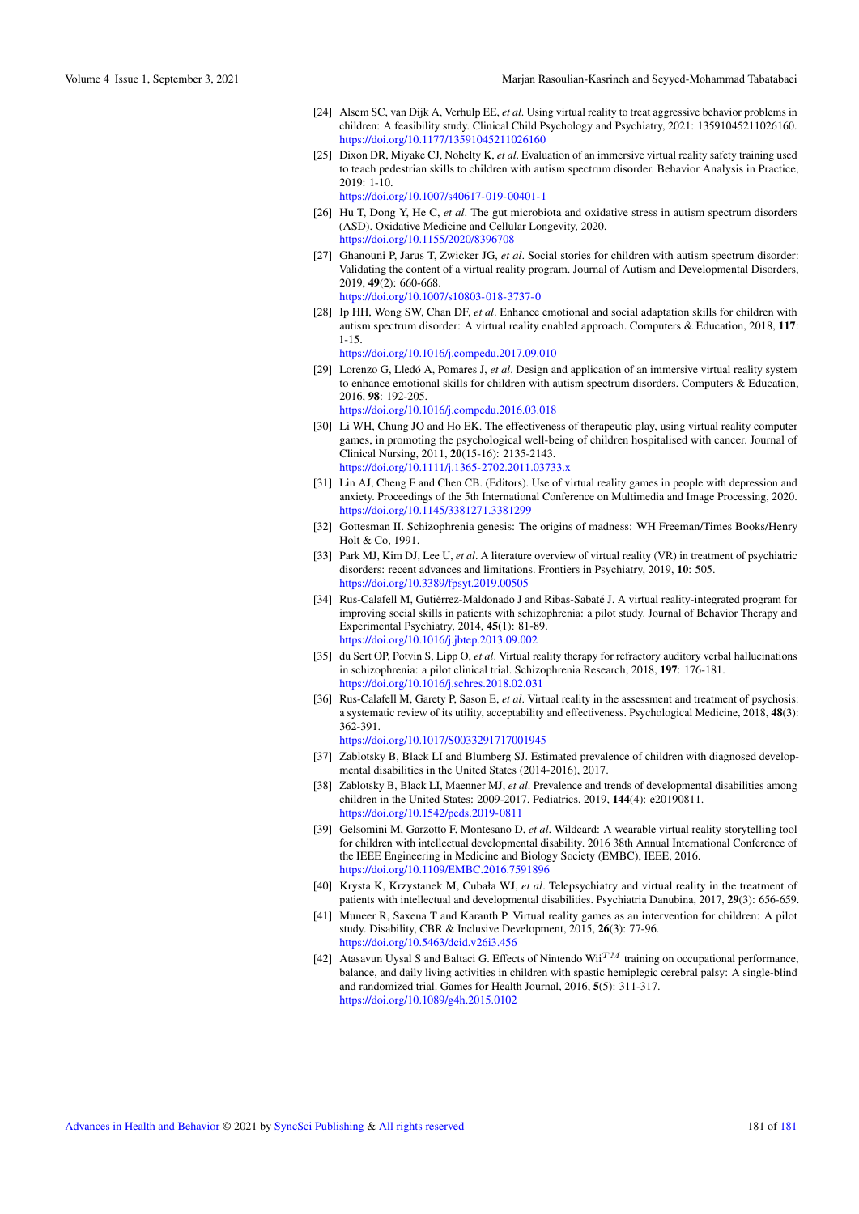[24] Alsem SC, van Dijk A, Verhulp EE, *et al*. Using virtual reality to treat aggressive behavior problems in children: A feasibility study. Clinical Child Psychology and Psychiatry, 2021: 13591045211026160. https://doi.org/10.1177/13591045211026160

[25] Dixon DR, Miyake CJ, Nohelty K, *et al*. Evaluation of an immersive virtual reality safety training used to teach pedestrian skills to children with autism spectrum disorder. Behavior Analysis in Practice, 2019: 1-10. https://doi.org/10.1007/s40617-019-00401-1

[26] Hu T, Dong Y, He C, *et al*. The gut microbiota and oxidative stress in autism spectrum disorders (ASD). Oxidative Medicine and Cellular Longevity, 2020. https://doi.org/10.1155/2020/8396708

[27] Ghanouni P, Jarus T, Zwicker JG, *et al*. Social stories for children with autism spectrum disorder: Validating the content of a virtual reality program. Journal of Autism and Developmental Disorders, 2019, **49**(2): 660-668. https://doi.org/10.1007/s10803-018-3737-0

[28] Ip HH, Wong SW, Chan DF, *et al*. Enhance emotional and social adaptation skills for children with autism spectrum disorder: A virtual reality enabled approach. Computers & Education, 2018, **117**: 1-15. https://doi.org/10.1016/j.compedu.2017.09.010

[29] Lorenzo G, Lledó A, Pomares J, *et al*. Design and application of an immersive virtual reality system to enhance emotional skills for children with autism spectrum disorders. Computers & Education, 2016, **98**: 192-205. https://doi.org/10.1016/j.compedu.2016.03.018

[30] Li WH, Chung JO and Ho EK. The effectiveness of therapeutic play, using virtual reality computer games, in promoting the psychological well-being of children hospitalised with cancer. Journal of Clinical Nursing, 2011, **20**(15-16): 2135-2143. https://doi.org/10.1111/j.1365-2702.2011.03733.x

[31] Lin AJ, Cheng F and Chen CB. (Editors). Use of virtual reality games in people with depression and anxiety. Proceedings of the 5th International Conference on Multimedia and Image Processing, 2020. https://doi.org/10.1145/3381271.3381299

[32] Gottesman II. Schizophrenia genesis: The origins of madness: WH Freeman/Times Books/Henry Holt & Co, 1991.

[33] Park MJ, Kim DJ, Lee U, *et al*. A literature overview of virtual reality (VR) in treatment of psychiatric disorders: recent advances and limitations. Frontiers in Psychiatry, 2019, **10**: 505. https://doi.org/10.3389/fpsyt.2019.00505

[34] Rus-Calafell M, Gutiérrez-Maldonado J and Ribas-Sabaté J. A virtual reality-integrated program for improving social skills in patients with schizophrenia: a pilot study. Journal of Behavior Therapy and Experimental Psychiatry, 2014, **45**(1): 81-89. https://doi.org/10.1016/j.jbtep.2013.09.002

[35] du Sert OP, Potvin S, Lipp O, *et al*. Virtual reality therapy for refractory auditory verbal hallucinations in schizophrenia: a pilot clinical trial. Schizophrenia Research, 2018, **197**: 176-181. https://doi.org/10.1016/j.schres.2018.02.031

[36] Rus-Calafell M, Garety P, Sason E, *et al*. Virtual reality in the assessment and treatment of psychosis: a systematic review of its utility, acceptability and effectiveness. Psychological Medicine, 2018, **48**(3): 362-391. https://doi.org/10.1017/S0033291717001945

[37] Zablotsky B, Black LI and Blumberg SJ. Estimated prevalence of children with diagnosed developmental disabilities in the United States (2014-2016), 2017.

[38] Zablotsky B, Black LI, Maenner MJ, *et al*. Prevalence and trends of developmental disabilities among children in the United States: 2009-2017. Pediatrics, 2019, **144**(4): e20190811. https://doi.org/10.1542/peds.2019-0811

[39] Gelsomini M, Garzotto F, Montesano D, *et al*. Wildcard: A wearable virtual reality storytelling tool for children with intellectual developmental disability. 2016 38th Annual International Conference of the IEEE Engineering in Medicine and Biology Society (EMBC), IEEE, 2016. https://doi.org/10.1109/EMBC.2016.7591896

[40] Krysta K, Krzystanek M, Cubała WJ, *et al*. Telepsychiatry and virtual reality in the treatment of patients with intellectual and developmental disabilities. Psychiatria Danubina, 2017, **29**(3): 656-659.

[41] Muneer R, Saxena T and Karanth P. Virtual reality games as an intervention for children: A pilot study. Disability, CBR & Inclusive Development, 2015, **26**(3): 77-96. https://doi.org/10.5463/dcid.v26i3.456

[42] Atasavun Uysal S and Baltaci G. Effects of Nintendo Wii$^{TM}$ training on occupational performance, balance, and daily living activities in children with spastic hemiplegic cerebral palsy: A single-blind and randomized trial. Games for Health Journal, 2016, **5**(5): 311-317. https://doi.org/10.1089/g4h.2015.0102